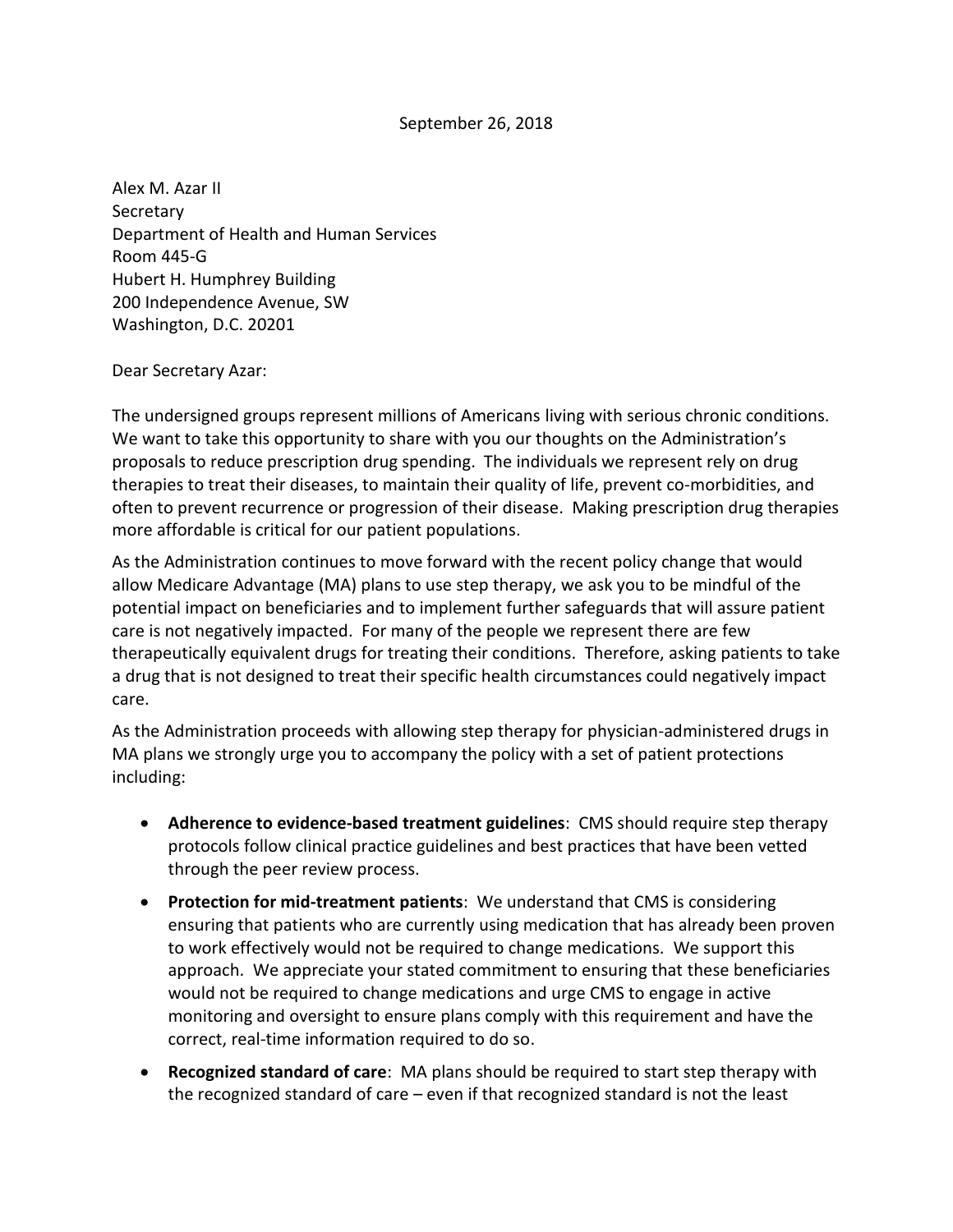September 26, 2018

Alex M. Azar II
Secretary
Department of Health and Human Services
Room 445-G
Hubert H. Humphrey Building
200 Independence Avenue, SW
Washington, D.C. 20201

Dear Secretary Azar:

The undersigned groups represent millions of Americans living with serious chronic conditions. We want to take this opportunity to share with you our thoughts on the Administration's proposals to reduce prescription drug spending. The individuals we represent rely on drug therapies to treat their diseases, to maintain their quality of life, prevent co-morbidities, and often to prevent recurrence or progression of their disease. Making prescription drug therapies more affordable is critical for our patient populations.

As the Administration continues to move forward with the recent policy change that would allow Medicare Advantage (MA) plans to use step therapy, we ask you to be mindful of the potential impact on beneficiaries and to implement further safeguards that will assure patient care is not negatively impacted. For many of the people we represent there are few therapeutically equivalent drugs for treating their conditions. Therefore, asking patients to take a drug that is not designed to treat their specific health circumstances could negatively impact care.

As the Administration proceeds with allowing step therapy for physician-administered drugs in MA plans we strongly urge you to accompany the policy with a set of patient protections including:

- **Adherence to evidence-based treatment guidelines**: CMS should require step therapy protocols follow clinical practice guidelines and best practices that have been vetted through the peer review process.
- **Protection for mid-treatment patients**: We understand that CMS is considering ensuring that patients who are currently using medication that has already been proven to work effectively would not be required to change medications. We support this approach. We appreciate your stated commitment to ensuring that these beneficiaries would not be required to change medications and urge CMS to engage in active monitoring and oversight to ensure plans comply with this requirement and have the correct, real-time information required to do so.
- **Recognized standard of care**: MA plans should be required to start step therapy with the recognized standard of care – even if that recognized standard is not the least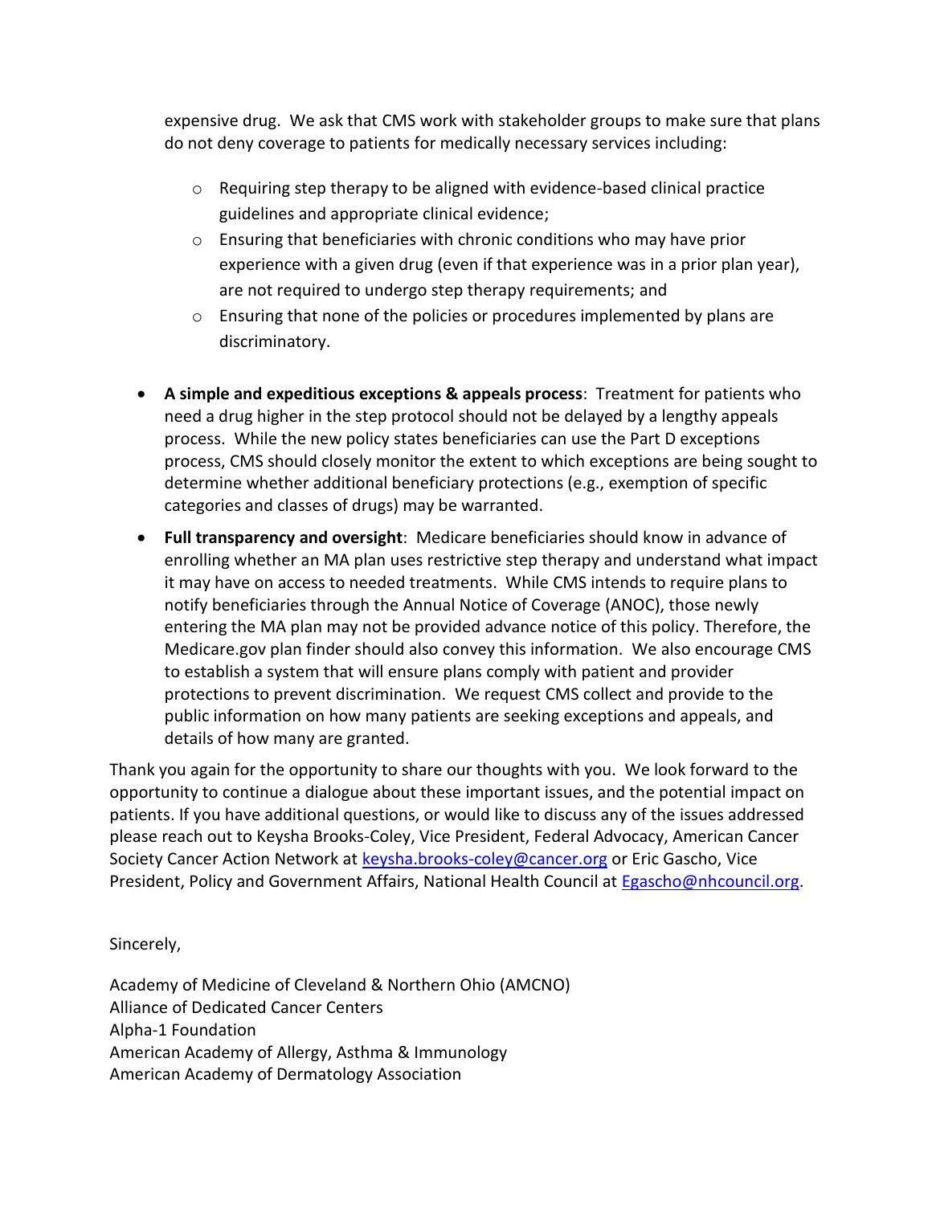expensive drug. We ask that CMS work with stakeholder groups to make sure that plans do not deny coverage to patients for medically necessary services including:

  - Requiring step therapy to be aligned with evidence-based clinical practice guidelines and appropriate clinical evidence;
  - Ensuring that beneficiaries with chronic conditions who may have prior experience with a given drug (even if that experience was in a prior plan year), are not required to undergo step therapy requirements; and
  - Ensuring that none of the policies or procedures implemented by plans are discriminatory.

- **A simple and expeditious exceptions & appeals process**: Treatment for patients who need a drug higher in the step protocol should not be delayed by a lengthy appeals process. While the new policy states beneficiaries can use the Part D exceptions process, CMS should closely monitor the extent to which exceptions are being sought to determine whether additional beneficiary protections (e.g., exemption of specific categories and classes of drugs) may be warranted.
- **Full transparency and oversight**: Medicare beneficiaries should know in advance of enrolling whether an MA plan uses restrictive step therapy and understand what impact it may have on access to needed treatments. While CMS intends to require plans to notify beneficiaries through the Annual Notice of Coverage (ANOC), those newly entering the MA plan may not be provided advance notice of this policy. Therefore, the Medicare.gov plan finder should also convey this information. We also encourage CMS to establish a system that will ensure plans comply with patient and provider protections to prevent discrimination. We request CMS collect and provide to the public information on how many patients are seeking exceptions and appeals, and details of how many are granted.

Thank you again for the opportunity to share our thoughts with you. We look forward to the opportunity to continue a dialogue about these important issues, and the potential impact on patients. If you have additional questions, or would like to discuss any of the issues addressed please reach out to Keysha Brooks-Coley, Vice President, Federal Advocacy, American Cancer Society Cancer Action Network at keysha.brooks-coley@cancer.org or Eric Gascho, Vice President, Policy and Government Affairs, National Health Council at Egascho@nhcouncil.org.

Sincerely,

Academy of Medicine of Cleveland & Northern Ohio (AMCNO)
Alliance of Dedicated Cancer Centers
Alpha-1 Foundation
American Academy of Allergy, Asthma & Immunology
American Academy of Dermatology Association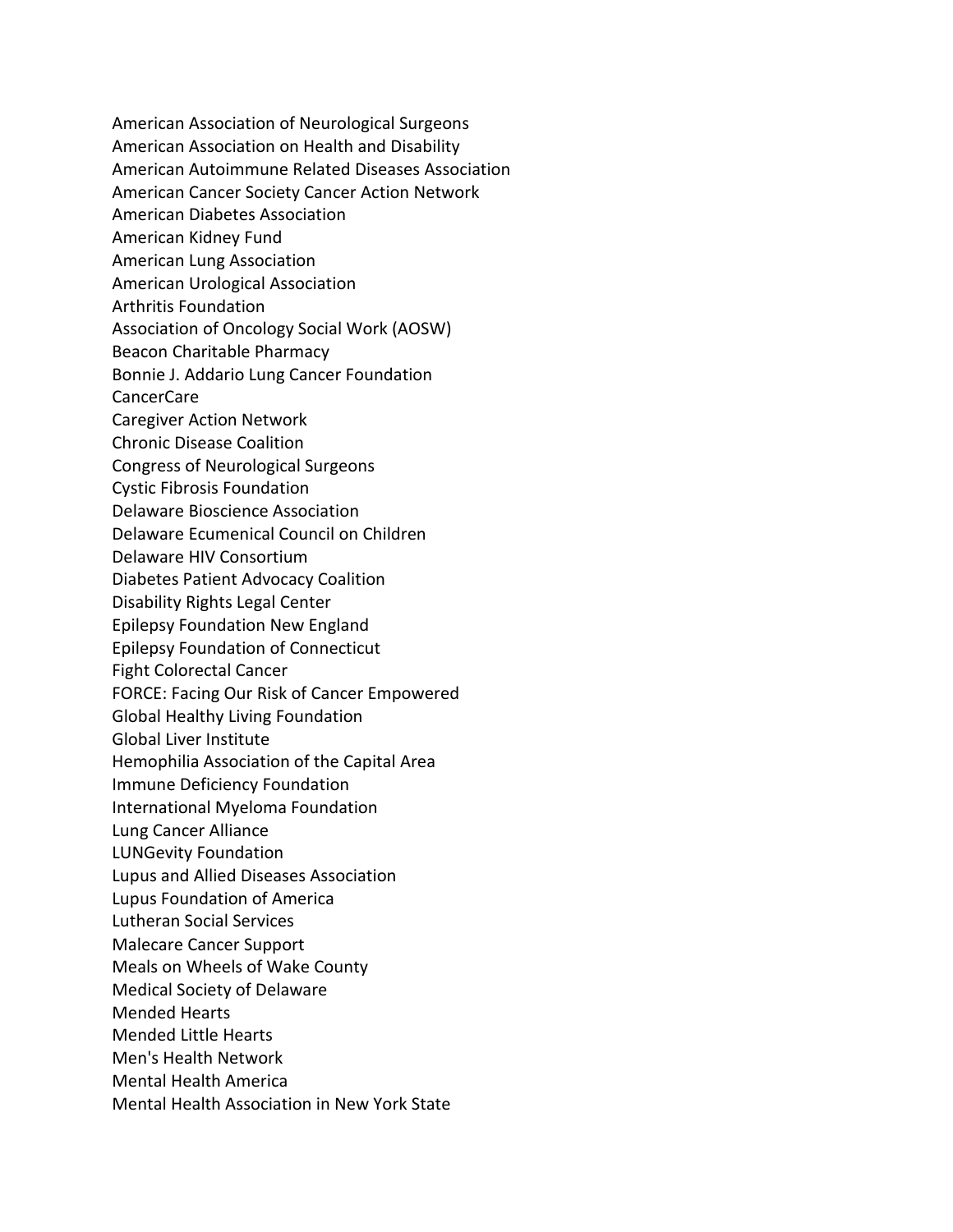American Association of Neurological Surgeons
American Association on Health and Disability
American Autoimmune Related Diseases Association
American Cancer Society Cancer Action Network
American Diabetes Association
American Kidney Fund
American Lung Association
American Urological Association
Arthritis Foundation
Association of Oncology Social Work (AOSW)
Beacon Charitable Pharmacy
Bonnie J. Addario Lung Cancer Foundation
CancerCare
Caregiver Action Network
Chronic Disease Coalition
Congress of Neurological Surgeons
Cystic Fibrosis Foundation
Delaware Bioscience Association
Delaware Ecumenical Council on Children
Delaware HIV Consortium
Diabetes Patient Advocacy Coalition
Disability Rights Legal Center
Epilepsy Foundation New England
Epilepsy Foundation of Connecticut
Fight Colorectal Cancer
FORCE: Facing Our Risk of Cancer Empowered
Global Healthy Living Foundation
Global Liver Institute
Hemophilia Association of the Capital Area
Immune Deficiency Foundation
International Myeloma Foundation
Lung Cancer Alliance
LUNGevity Foundation
Lupus and Allied Diseases Association
Lupus Foundation of America
Lutheran Social Services
Malecare Cancer Support
Meals on Wheels of Wake County
Medical Society of Delaware
Mended Hearts
Mended Little Hearts
Men's Health Network
Mental Health America
Mental Health Association in New York State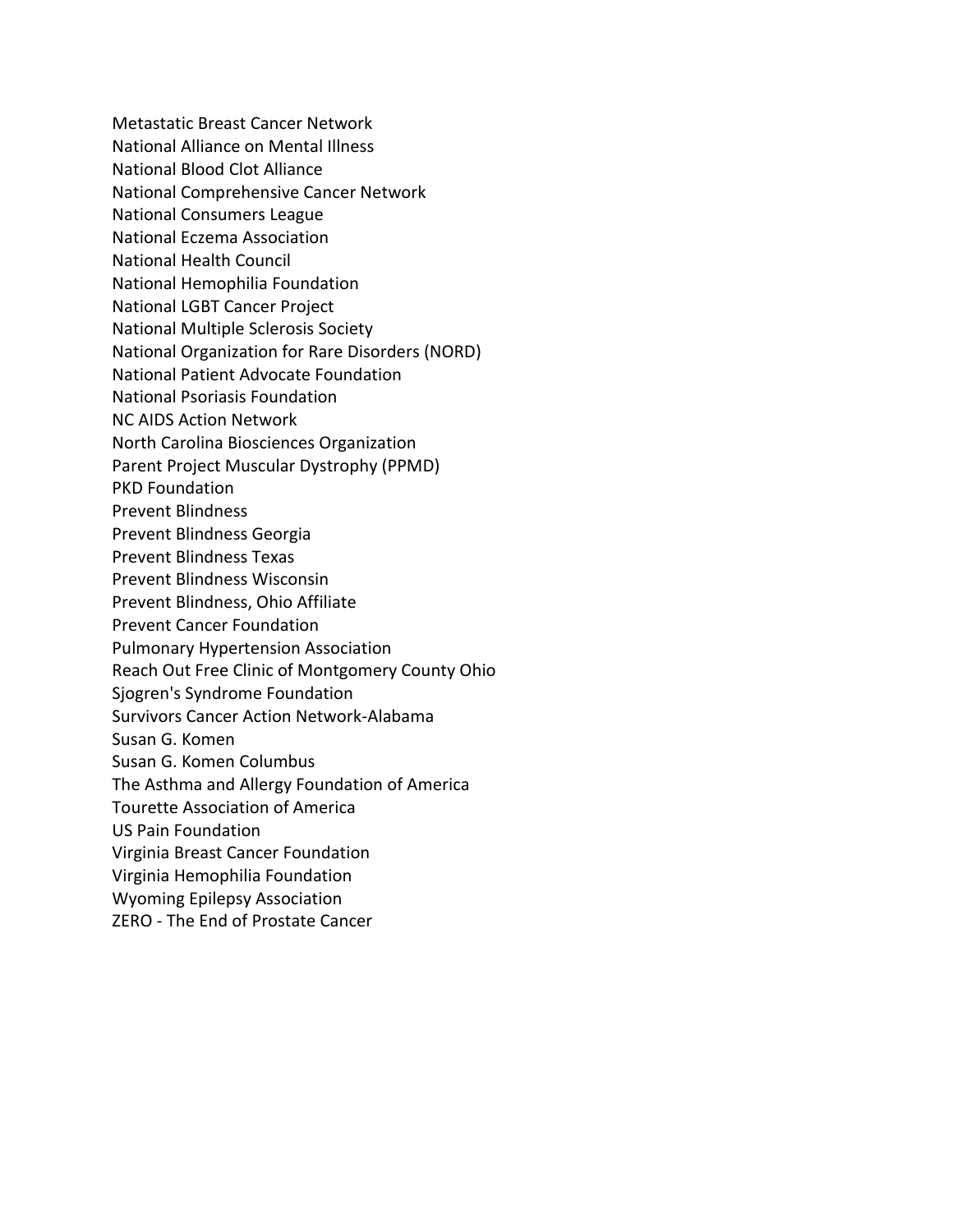Metastatic Breast Cancer Network
National Alliance on Mental Illness
National Blood Clot Alliance
National Comprehensive Cancer Network
National Consumers League
National Eczema Association
National Health Council
National Hemophilia Foundation
National LGBT Cancer Project
National Multiple Sclerosis Society
National Organization for Rare Disorders (NORD)
National Patient Advocate Foundation
National Psoriasis Foundation
NC AIDS Action Network
North Carolina Biosciences Organization
Parent Project Muscular Dystrophy (PPMD)
PKD Foundation
Prevent Blindness
Prevent Blindness Georgia
Prevent Blindness Texas
Prevent Blindness Wisconsin
Prevent Blindness, Ohio Affiliate
Prevent Cancer Foundation
Pulmonary Hypertension Association
Reach Out Free Clinic of Montgomery County Ohio
Sjogren's Syndrome Foundation
Survivors Cancer Action Network-Alabama
Susan G. Komen
Susan G. Komen Columbus
The Asthma and Allergy Foundation of America
Tourette Association of America
US Pain Foundation
Virginia Breast Cancer Foundation
Virginia Hemophilia Foundation
Wyoming Epilepsy Association
ZERO - The End of Prostate Cancer